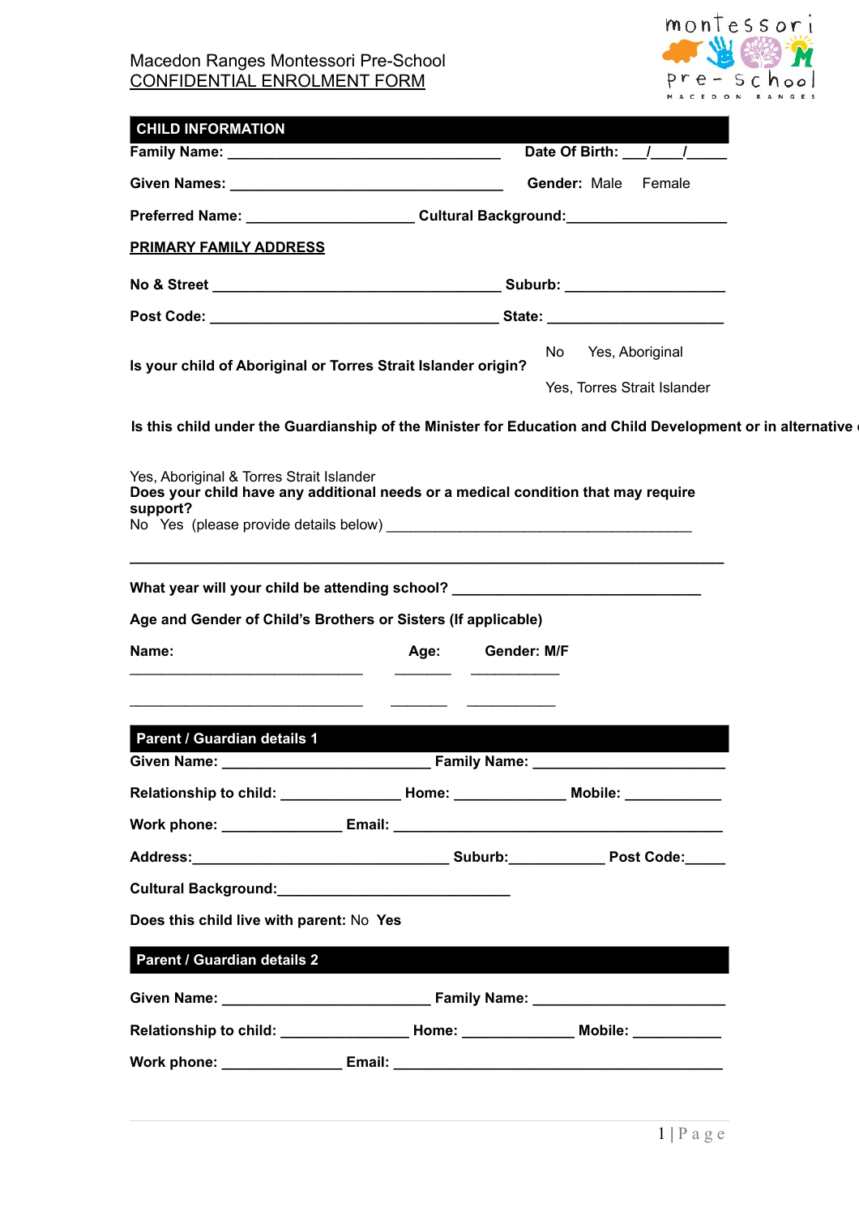Macedon Ranges Montessori Pre-School

CONFIDENTIAL ENROLMENT FORM

## CHILD INFORMATION

**Family Name:** ___________________________________ **Date Of Birth:** ___/____/_____

**Given Names:** ___________________________________ **Gender:** Male Female

**Preferred Name:** _____________________ **Cultural Background:**___________________

**PRIMARY FAMILY ADDRESS**

**No & Street** ____________________________________ **Suburb:** ____________________

**Post Code:** ____________________________________ **State:** ______________________

**Is your child of Aboriginal or Torres Strait Islander origin?** No Yes, Aboriginal Yes, Torres Strait Islander

**Is this child under the Guardianship of the Minister for Education and Child Development or in alternative**

Yes, Aboriginal & Torres Strait Islander

**Does your child have any additional needs or a medical condition that may require support?**

No Yes (please provide details below) _______________________________________

___________________________________________________________________________

**What year will your child be attending school?** ________________________________

**Age and Gender of Child's Brothers or Sisters (If applicable)**

| Name: | Age: | Gender: M/F |
|---|---|---|
| ______________________________ | _______ | ___________ |
| ______________________________ | _______ | ___________ |

## Parent / Guardian details 1

**Given Name:** __________________________ **Family Name:** ________________________

**Relationship to child:** _______________ **Home:** ______________ **Mobile:** ____________

**Work phone:** _______________ **Email:** __________________________________________

**Address:**_________________________________ **Suburb:**____________ **Post Code:**_____

**Cultural Background:**_____________________________

**Does this child live with parent:** No **Yes**

## Parent / Guardian details 2

**Given Name:** __________________________ **Family Name:** ________________________

**Relationship to child:** ________________ **Home:** ______________ **Mobile:** ___________

**Work phone:** _______________ **Email:** __________________________________________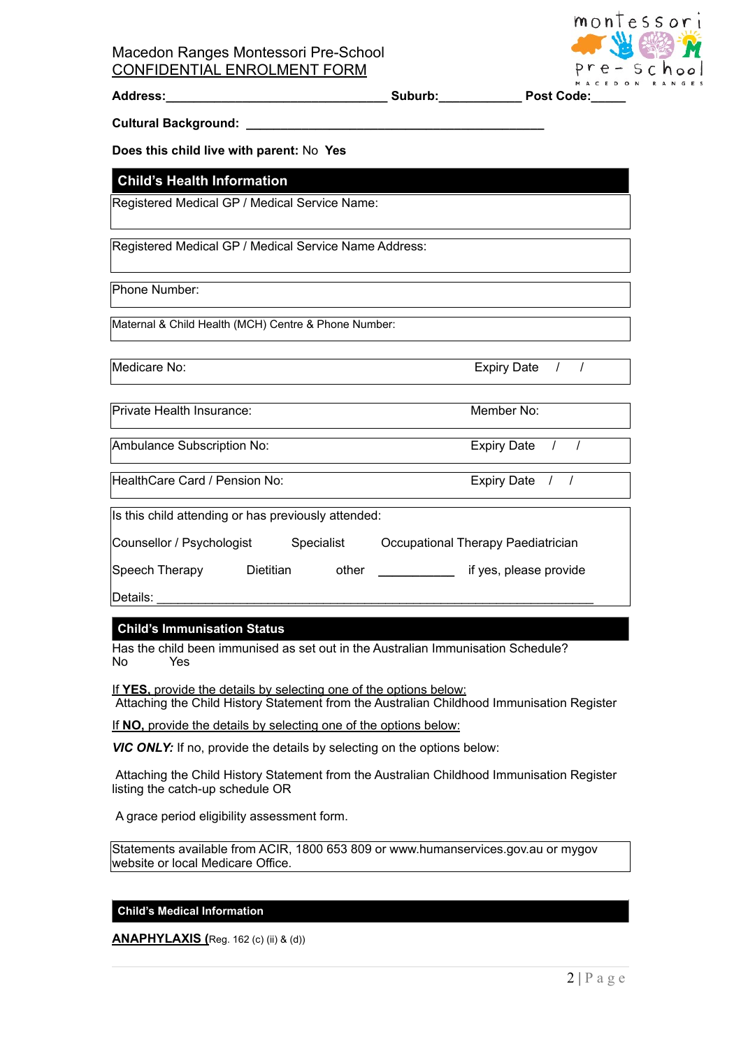Macedon Ranges Montessori Pre-School
CONFIDENTIAL ENROLMENT FORM

**Address:**________________________________ **Suburb:**___________ **Post Code:**_____

**Cultural Background:** ____________________________________________

**Does this child live with parent:** No **Yes**

## Child's Health Information

Registered Medical GP / Medical Service Name:

Registered Medical GP / Medical Service Name Address:

Phone Number:

Maternal & Child Health (MCH) Centre & Phone Number:

Medicare No: Expiry Date / /

Private Health Insurance: Member No:

Ambulance Subscription No: Expiry Date / /

HealthCare Card / Pension No: Expiry Date / /

Is this child attending or has previously attended:

Counsellor / Psychologist Specialist Occupational Therapy Paediatrician

Speech Therapy Dietitian other ___________ if yes, please provide

Details: ____________________________________________________________

## Child's Immunisation Status

Has the child been immunised as set out in the Australian Immunisation Schedule?
No Yes

If **YES**, provide the details by selecting one of the options below:
Attaching the Child History Statement from the Australian Childhood Immunisation Register

If **NO**, provide the details by selecting one of the options below:

***VIC ONLY:*** If no, provide the details by selecting on the options below:

Attaching the Child History Statement from the Australian Childhood Immunisation Register listing the catch-up schedule OR

A grace period eligibility assessment form.

Statements available from ACIR, 1800 653 809 or www.humanservices.gov.au or mygov website or local Medicare Office.

## Child's Medical Information

**ANAPHYLAXIS (**Reg. 162 (c) (ii) & (d))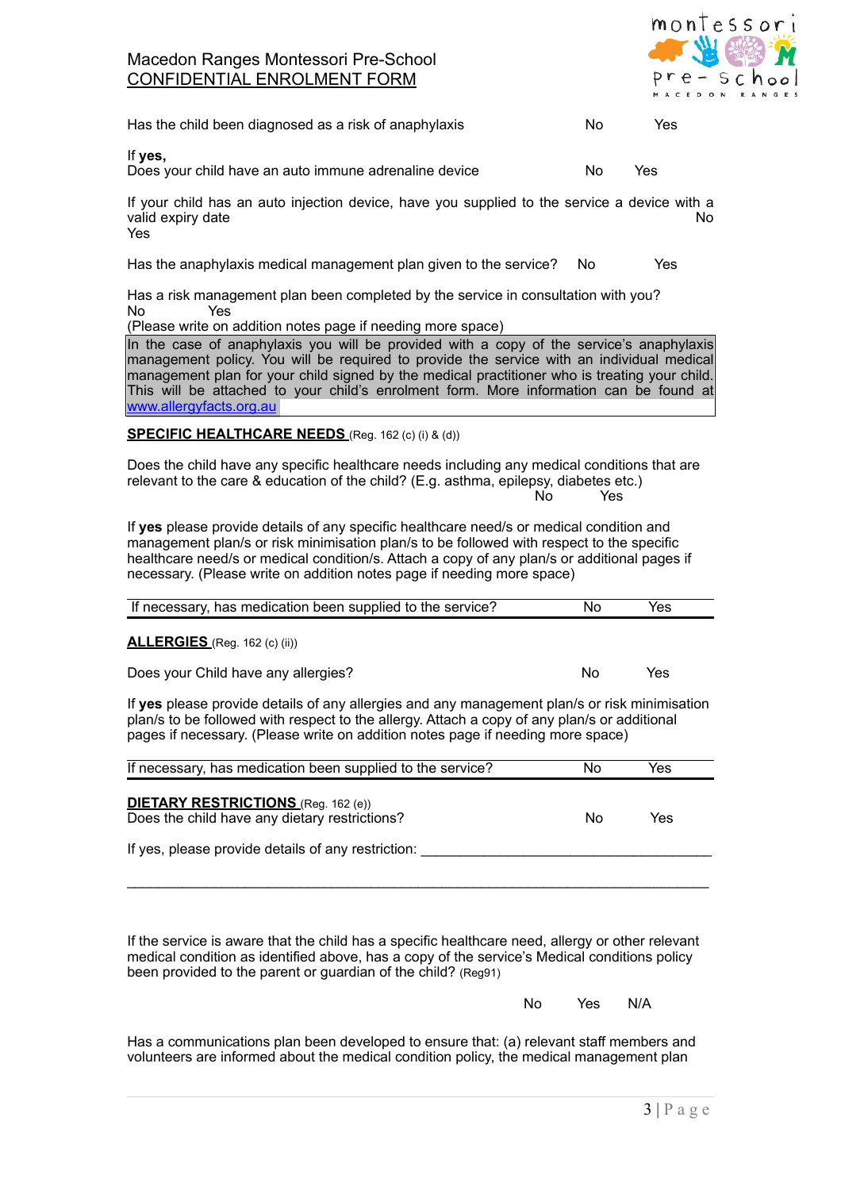Has the child been diagnosed as a risk of anaphylaxis No Yes

If **yes,**
Does your child have an auto immune adrenaline device No Yes

If your child has an auto injection device, have you supplied to the service a device with a valid expiry date No
Yes

Has the anaphylaxis medical management plan given to the service? No Yes

Has a risk management plan been completed by the service in consultation with you?
No Yes
(Please write on addition notes page if needing more space)

In the case of anaphylaxis you will be provided with a copy of the service's anaphylaxis management policy. You will be required to provide the service with an individual medical management plan for your child signed by the medical practitioner who is treating your child. This will be attached to your child's enrolment form. More information can be found at www.allergyfacts.org.au

**SPECIFIC HEALTHCARE NEEDS** (Reg. 162 (c) (i) & (d))

Does the child have any specific healthcare needs including any medical conditions that are relevant to the care & education of the child? (E.g. asthma, epilepsy, diabetes etc.)
No Yes

If **yes** please provide details of any specific healthcare need/s or medical condition and management plan/s or risk minimisation plan/s to be followed with respect to the specific healthcare need/s or medical condition/s. Attach a copy of any plan/s or additional pages if necessary. (Please write on addition notes page if needing more space)

If necessary, has medication been supplied to the service? No Yes

**ALLERGIES** (Reg. 162 (c) (ii))

Does your Child have any allergies? No Yes

If **yes** please provide details of any allergies and any management plan/s or risk minimisation plan/s to be followed with respect to the allergy. Attach a copy of any plan/s or additional pages if necessary. (Please write on addition notes page if needing more space)

If necessary, has medication been supplied to the service? No Yes

**DIETARY RESTRICTIONS** (Reg. 162 (e))
Does the child have any dietary restrictions? No Yes

If yes, please provide details of any restriction: ____________________________________

_________________________________________________________________________

If the service is aware that the child has a specific healthcare need, allergy or other relevant medical condition as identified above, has a copy of the service's Medical conditions policy been provided to the parent or guardian of the child? (Reg91)

No Yes N/A

Has a communications plan been developed to ensure that: (a) relevant staff members and volunteers are informed about the medical condition policy, the medical management plan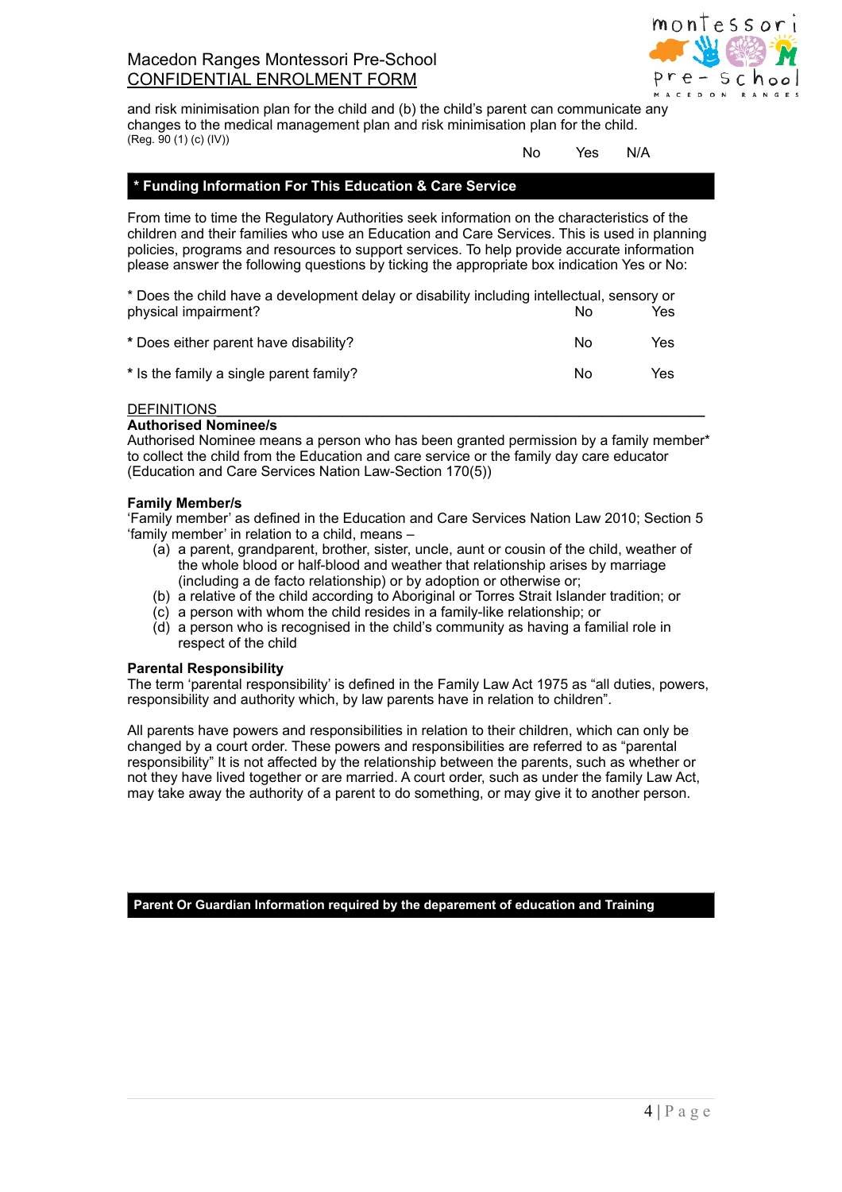and risk minimisation plan for the child and (b) the child's parent can communicate any changes to the medical management plan and risk minimisation plan for the child.
(Reg. 90 (1) (c) (IV))

No Yes N/A

## * Funding Information For This Education & Care Service

From time to time the Regulatory Authorities seek information on the characteristics of the children and their families who use an Education and Care Services. This is used in planning policies, programs and resources to support services. To help provide accurate information please answer the following questions by ticking the appropriate box indication Yes or No:

* Does the child have a development delay or disability including intellectual, sensory or physical impairment? No Yes

* Does either parent have disability? No Yes

* Is the family a single parent family? No Yes

DEFINITIONS

**Authorised Nominee/s**

Authorised Nominee means a person who has been granted permission by a family member* to collect the child from the Education and care service or the family day care educator (Education and Care Services Nation Law-Section 170(5))

**Family Member/s**

'Family member' as defined in the Education and Care Services Nation Law 2010; Section 5 'family member' in relation to a child, means –

(a) a parent, grandparent, brother, sister, uncle, aunt or cousin of the child, weather of the whole blood or half-blood and weather that relationship arises by marriage (including a de facto relationship) or by adoption or otherwise or;
(b) a relative of the child according to Aboriginal or Torres Strait Islander tradition; or
(c) a person with whom the child resides in a family-like relationship; or
(d) a person who is recognised in the child's community as having a familial role in respect of the child

**Parental Responsibility**

The term 'parental responsibility' is defined in the Family Law Act 1975 as "all duties, powers, responsibility and authority which, by law parents have in relation to children".

All parents have powers and responsibilities in relation to their children, which can only be changed by a court order. These powers and responsibilities are referred to as "parental responsibility" It is not affected by the relationship between the parents, such as whether or not they have lived together or are married. A court order, such as under the family Law Act, may take away the authority of a parent to do something, or may give it to another person.

## Parent Or Guardian Information required by the deparement of education and Training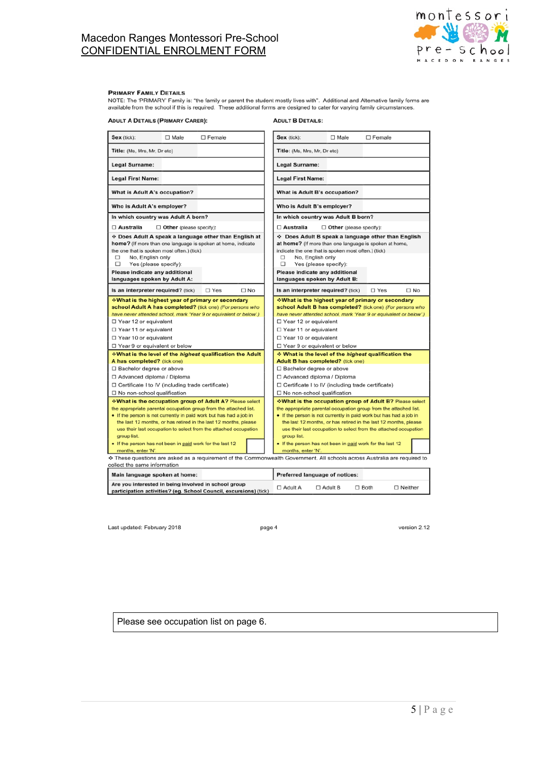Macedon Ranges Montessori Pre-School
CONFIDENTIAL ENROLMENT FORM

### PRIMARY FAMILY DETAILS

NOTE: The 'PRIMARY' Family is: "the family or parent the student mostly lives with". Additional and Alternative family forms are available from the school if this is required. These additional forms are designed to cater for varying family circumstances.

| ADULT A DETAILS (PRIMARY CARER): | ADULT B DETAILS: |
|---|---|
| **Sex** (tick): ☐ Male ☐ Female | **Sex** (tick): ☐ Male ☐ Female |
| **Title:** (Ms, Mrs, Mr, Dr etc) | **Title:** (Ms, Mrs, Mr, Dr etc) |
| **Legal Surname:** | **Legal Surname:** |
| **Legal First Name:** | **Legal First Name:** |
| **What is Adult A's occupation?** | **What is Adult B's occupation?** |
| **Who is Adult A's employer?** | **Who is Adult B's employer?** |
| **In which country was Adult A born?**<br>☐ **Australia** ☐ **Other** (please specify): | **In which country was Adult B born?**<br>☐ **Australia** ☐ **Other** (please specify): |
| ❖ **Does Adult A speak a language other than English at home?** (If more than one language is spoken at home, indicate the one that is spoken most often.) (tick)<br>☐ No, English only<br>☐ Yes (please specify): | ❖ **Does Adult B speak a language other than English at home?** (If more than one language is spoken at home, indicate the one that is spoken most often.) (tick)<br>☐ No, English only<br>☐ Yes (please specify): |
| **Please indicate any additional languages spoken by Adult A:** | **Please indicate any additional languages spoken by Adult B:** |
| **Is an interpreter required?** (tick) ☐ Yes ☐ No | **Is an interpreter required?** (tick) ☐ Yes ☐ No |
| ❖**What is the highest year of primary or secondary school Adult A has completed?** (tick one) *(For persons who have never attended school, mark 'Year 9 or equivalent or below'.)*<br>☐ Year 12 or equivalent<br>☐ Year 11 or equivalent<br>☐ Year 10 or equivalent<br>☐ Year 9 or equivalent or below | ❖**What is the highest year of primary or secondary school Adult B has completed?** (tick one) *(For persons who have never attended school, mark 'Year 9 or equivalent or below'.)*<br>☐ Year 12 or equivalent<br>☐ Year 11 or equivalent<br>☐ Year 10 or equivalent<br>☐ Year 9 or equivalent or below |
| ❖**What is the level of the *highest* qualification the Adult A has completed?** (tick one)<br>☐ Bachelor degree or above<br>☐ Advanced diploma / Diploma<br>☐ Certificate I to IV (including trade certificate)<br>☐ No non-school qualification | ❖ **What is the level of the *highest* qualification the Adult B has completed?** (tick one)<br>☐ Bachelor degree or above<br>☐ Advanced diploma / Diploma<br>☐ Certificate I to IV (including trade certificate)<br>☐ No non-school qualification |
| ❖**What is the occupation group of Adult A?** Please select the appropriate parental occupation group from the attached list.<br>• If the person is not currently in paid work but has had a job in the last 12 months, or has retired in the last 12 months, please use their last occupation to select from the attached occupation group list.<br>• If the person has not been in paid work for the last 12 months, enter 'N'. ☐ | ❖**What is the occupation group of Adult B?** Please select the appropriate parental occupation group from the attached list.<br>• If the person is not currently in paid work but has had a job in the last 12 months, or has retired in the last 12 months, please use their last occupation to select from the attached occupation group list.<br>• If the person has not been in paid work for the last 12 months, enter 'N'. ☐ |

❖ These questions are asked as a requirement of the Commonwealth Government. All schools across Australia are required to collect the same information

| **Main language spoken at home:** | **Preferred language of notices:** |
|---|---|
| **Are you interested in being involved in school group participation activities? (eg. School Council, excursions)** (tick) | ☐ Adult A ☐ Adult B ☐ Both ☐ Neither |

Last updated: February 2018 page 4 version 2.12

Please see occupation list on page 6.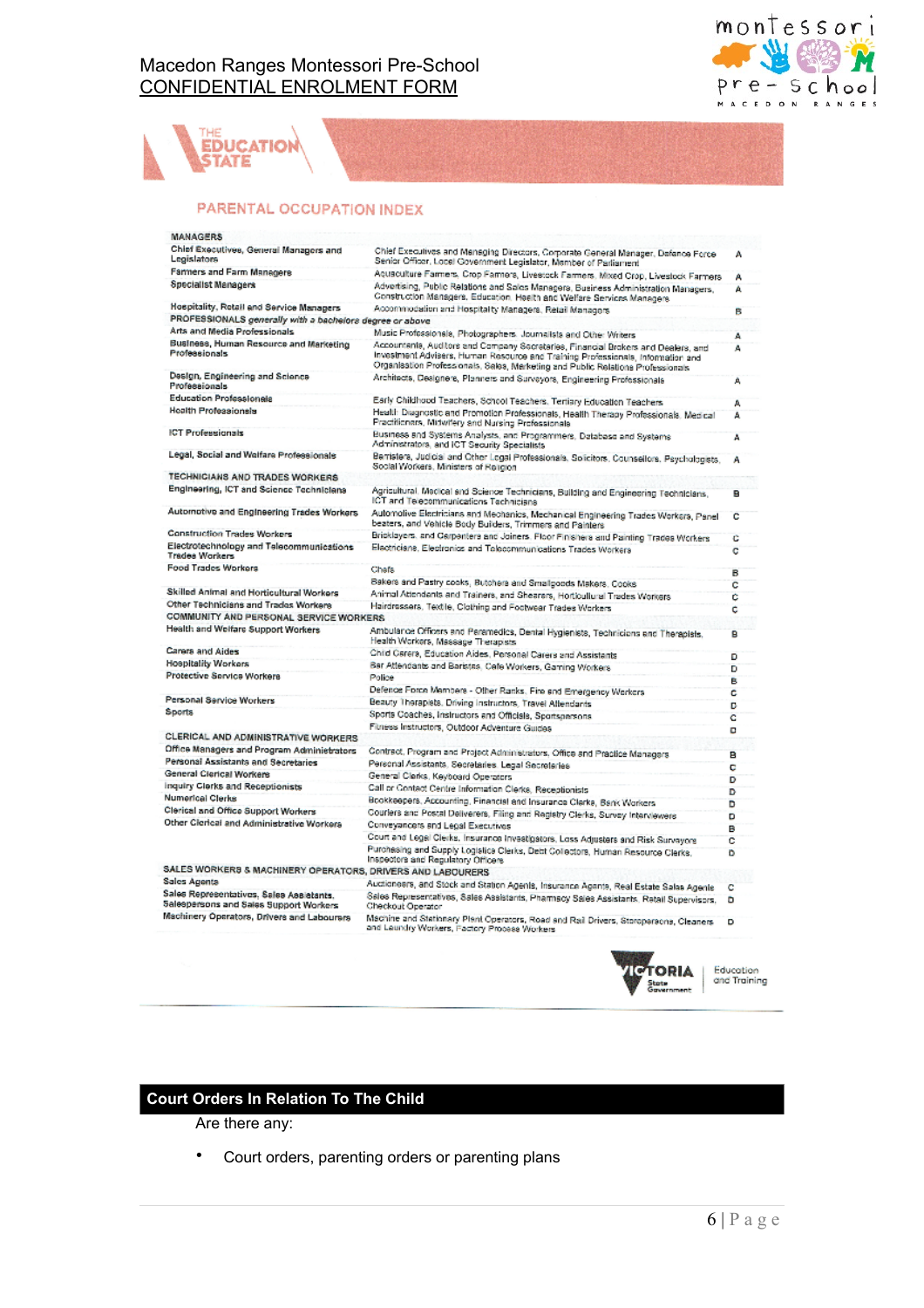Macedon Ranges Montessori Pre-School

CONFIDENTIAL ENROLMENT FORM

THE EDUCATION STATE

## PARENTAL OCCUPATION INDEX

| Category | Occupations | Group |
|---|---|---|
| **MANAGERS** | | |
| Chief Executives, General Managers and Legislators | Chief Executives and Managing Directors, Corporate General Manager, Defence Force Senior Officer, Local Government Legislator, Member of Parliament | A |
| Farmers and Farm Managers | Aquaculture Farmers, Crop Farmers, Livestock Farmers, Mixed Crop, Livestock Farmers | A |
| Specialist Managers | Advertising, Public Relations and Sales Managers, Business Administration Managers, Construction Managers, Education, Health and Welfare Services Managers | A |
| Hospitality, Retail and Service Managers | Accommodation and Hospitality Managers, Retail Managers | B |
| **PROFESSIONALS** *generally with a bachelors degree or above* | | |
| Arts and Media Professionals | Music Professionals, Photographers, Journalists and Other Writers | A |
| Business, Human Resource and Marketing Professionals | Accountants, Auditors and Company Secretaries, Financial Brokers and Dealers, and Investment Advisers, Human Resource and Training Professionals, Information and Organisation Professionals, Sales, Marketing and Public Relations Professionals | A |
| Design, Engineering and Science Professionals | Architects, Designers, Planners and Surveyors, Engineering Professionals | A |
| Education Professionals | Early Childhood Teachers, School Teachers, Tertiary Education Teachers | A |
| Health Professionals | Health Diagnostic and Promotion Professionals, Health Therapy Professionals, Medical Practitioners, Midwifery and Nursing Professionals | A |
| ICT Professionals | Business and Systems Analysts, and Programmers, Database and Systems Administrators, and ICT Security Specialists | A |
| Legal, Social and Welfare Professionals | Barristers, Judicial and Other Legal Professionals, Solicitors, Counsellors, Psychologists, Social Workers, Ministers of Religion | A |
| **TECHNICIANS AND TRADES WORKERS** | | |
| Engineering, ICT and Science Technicians | Agricultural, Medical and Science Technicians, Building and Engineering Technicians, ICT and Telecommunications Technicians | B |
| Automotive and Engineering Trades Workers | Automotive Electricians and Mechanics, Mechanical Engineering Trades Workers, Panel beaters, and Vehicle Body Builders, Trimmers and Painters | C |
| Construction Trades Workers | Bricklayers, and Carpenters and Joiners, Floor Finishers and Painting Trades Workers | C |
| Electrotechnology and Telecommunications Trades Workers | Electricians, Electronics and Telecommunications Trades Workers | C |
| Food Trades Workers | Chefs | B |
| | Bakers and Pastry cooks, Butchers and Smallgoods Makers, Cooks | C |
| Skilled Animal and Horticultural Workers | Animal Attendants and Trainers, and Shearers, Horticultural Trades Workers | C |
| Other Technicians and Trades Workers | Hairdressers, Textile, Clothing and Footwear Trades Workers | C |
| **COMMUNITY AND PERSONAL SERVICE WORKERS** | | |
| Health and Welfare Support Workers | Ambulance Officers and Paramedics, Dental Hygienists, Technicians and Therapists, Health Workers, Massage Therapists | B |
| Carers and Aides | Child Carers, Education Aides, Personal Carers and Assistants | D |
| Hospitality Workers | Bar Attendants and Baristas, Cafe Workers, Gaming Workers | D |
| Protective Service Workers | Police | B |
| | Defence Force Members - Other Ranks, Fire and Emergency Workers | C |
| Personal Service Workers | Beauty Therapists, Driving Instructors, Travel Attendants | D |
| Sports | Sports Coaches, Instructors and Officials, Sportspersons | C |
| | Fitness Instructors, Outdoor Adventure Guides | D |
| **CLERICAL AND ADMINISTRATIVE WORKERS** | | |
| Office Managers and Program Administrators | Contract, Program and Project Administrators, Office and Practice Managers | B |
| Personal Assistants and Secretaries | Personal Assistants, Secretaries, Legal Secretaries | C |
| General Clerical Workers | General Clerks, Keyboard Operators | D |
| Inquiry Clerks and Receptionists | Call or Contact Centre Information Clerks, Receptionists | D |
| Numerical Clerks | Bookkeepers, Accounting, Financial and Insurance Clerks, Bank Workers | D |
| Clerical and Office Support Workers | Couriers and Postal Deliverers, Filing and Registry Clerks, Survey Interviewers | D |
| Other Clerical and Administrative Workers | Conveyancers and Legal Executives | B |
| | Court and Legal Clerks, Insurance Investigators, Loss Adjusters and Risk Surveyors | C |
| | Purchasing and Supply Logistics Clerks, Debt Collectors, Human Resource Clerks, Inspectors and Regulatory Officers | D |
| **SALES WORKERS & MACHINERY OPERATORS, DRIVERS AND LABOURERS** | | |
| Sales Agents | Auctioneers, and Stock and Station Agents, Insurance Agents, Real Estate Sales Agents | C |
| Sales Representatives, Sales Assistants, Salespersons and Sales Support Workers | Sales Representatives, Sales Assistants, Pharmacy Sales Assistants, Retail Supervisors, Checkout Operator | D |
| Machinery Operators, Drivers and Labourers | Machine and Stationary Plant Operators, Road and Rail Drivers, Storepersons, Cleaners and Laundry Workers, Factory Process Workers | D |

VICTORIA State Government | Education and Training

## Court Orders In Relation To The Child

Are there any:

- Court orders, parenting orders or parenting plans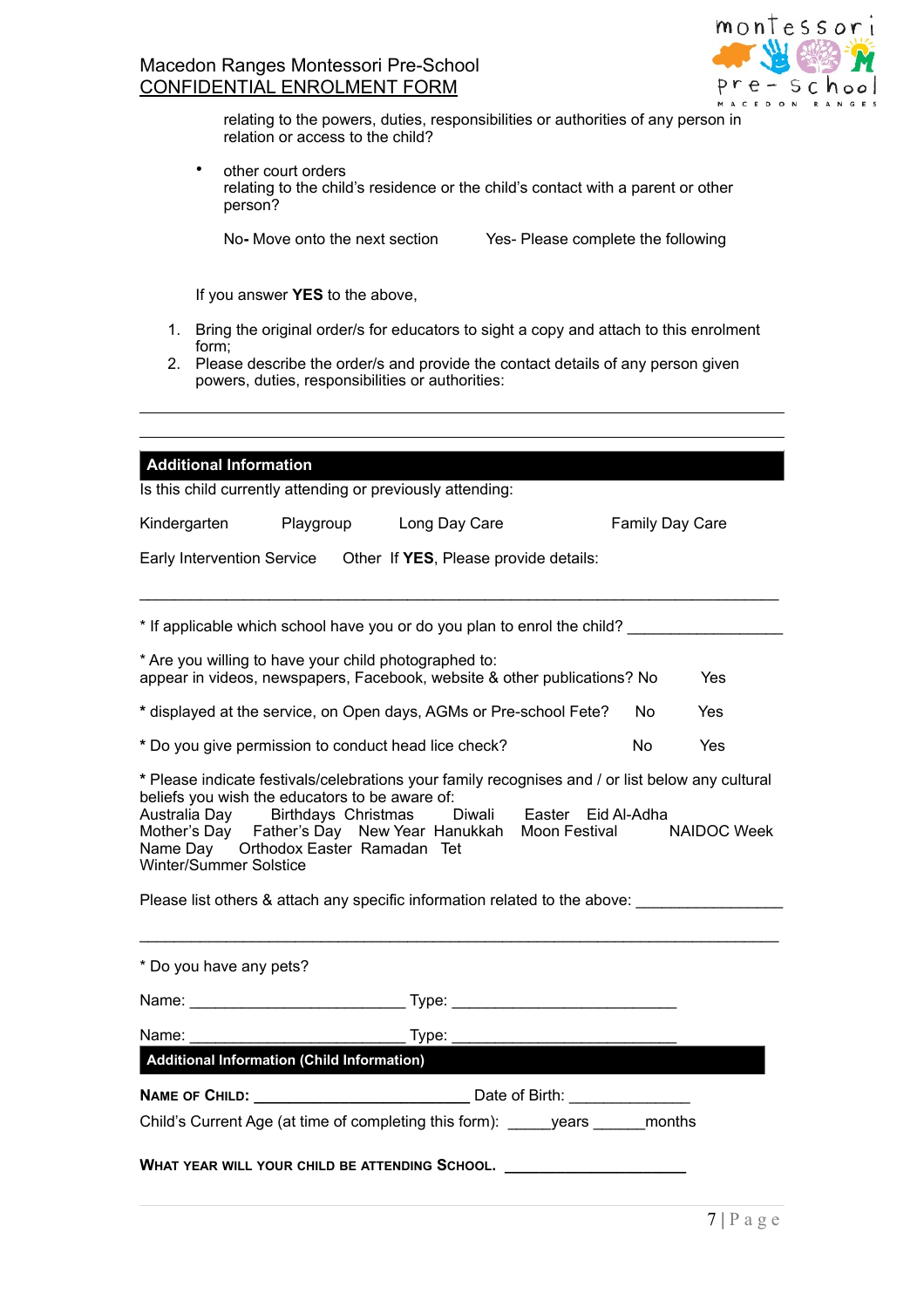relating to the powers, duties, responsibilities or authorities of any person in relation or access to the child?

- other court orders
  relating to the child's residence or the child's contact with a parent or other person?

  No- Move onto the next section    Yes- Please complete the following

If you answer **YES** to the above,

1. Bring the original order/s for educators to sight a copy and attach to this enrolment form;
2. Please describe the order/s and provide the contact details of any person given powers, duties, responsibilities or authorities:

___________________________________________________________________________

___________________________________________________________________________

## Additional Information

Is this child currently attending or previously attending:

Kindergarten    Playgroup    Long Day Care    Family Day Care

Early Intervention Service    Other  If **YES**, Please provide details:

___________________________________________________________________________

* If applicable which school have you or do you plan to enrol the child? __________________

* Are you willing to have your child photographed to:
appear in videos, newspapers, Facebook, website & other publications? No    Yes

* displayed at the service, on Open days, AGMs or Pre-school Fete?    No    Yes

* Do you give permission to conduct head lice check?    No    Yes

* Please indicate festivals/celebrations your family recognises and / or list below any cultural beliefs you wish the educators to be aware of:
Australia Day    Birthdays  Christmas    Diwali    Easter   Eid Al-Adha
Mother's Day    Father's Day    New Year  Hanukkah    Moon Festival    NAIDOC Week
Name Day    Orthodox Easter  Ramadan   Tet
Winter/Summer Solstice

Please list others & attach any specific information related to the above: ________________

___________________________________________________________________________

* Do you have any pets?

Name: _________________________ Type: __________________________

Name: _________________________ Type: __________________________

## Additional Information (Child Information)

**NAME OF CHILD:** _________________________ Date of Birth: ______________

Child's Current Age (at time of completing this form): _____years ______months

**WHAT YEAR WILL YOUR CHILD BE ATTENDING SCHOOL.** ______________________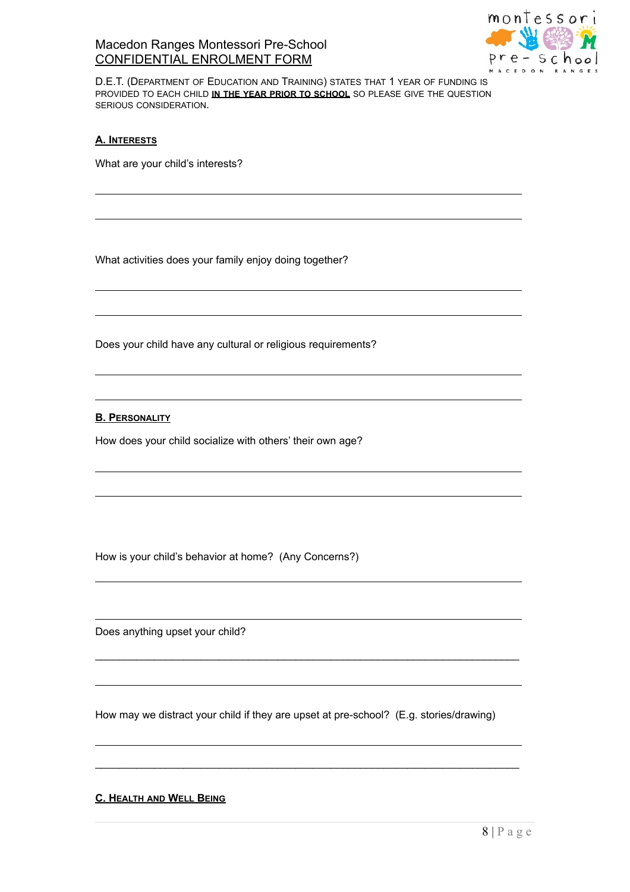Macedon Ranges Montessori Pre-School
CONFIDENTIAL ENROLMENT FORM

D.E.T. (DEPARTMENT OF EDUCATION AND TRAINING) STATES THAT 1 YEAR OF FUNDING IS PROVIDED TO EACH CHILD **IN THE YEAR PRIOR TO SCHOOL** SO PLEASE GIVE THE QUESTION SERIOUS CONSIDERATION.

## A. INTERESTS

What are your child's interests?

______________________________________________________________________

______________________________________________________________________

What activities does your family enjoy doing together?

______________________________________________________________________

______________________________________________________________________

Does your child have any cultural or religious requirements?

______________________________________________________________________

______________________________________________________________________

## B. PERSONALITY

How does your child socialize with others' their own age?

______________________________________________________________________

______________________________________________________________________

How is your child's behavior at home? (Any Concerns?)

______________________________________________________________________

______________________________________________________________________

Does anything upset your child?

______________________________________________________________________

______________________________________________________________________

How may we distract your child if they are upset at pre-school? (E.g. stories/drawing)

______________________________________________________________________

______________________________________________________________________

## C. HEALTH AND WELL BEING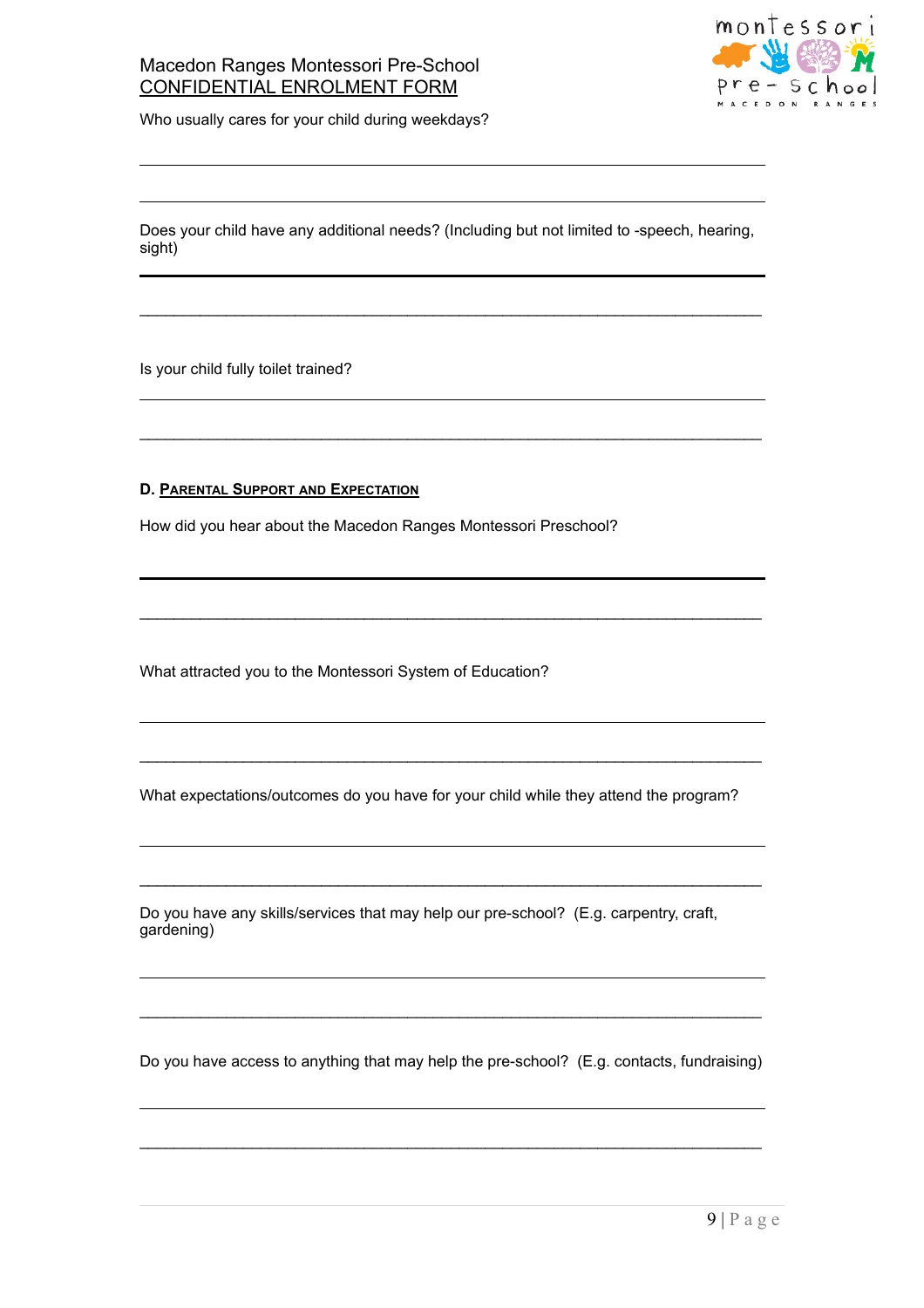Macedon Ranges Montessori Pre-School
CONFIDENTIAL ENROLMENT FORM

Who usually cares for your child during weekdays?

______________________________________________________________________

______________________________________________________________________

Does your child have any additional needs? (Including but not limited to -speech, hearing, sight)

______________________________________________________________________

______________________________________________________________________

Is your child fully toilet trained?

______________________________________________________________________

______________________________________________________________________

**D. PARENTAL SUPPORT AND EXPECTATION**

How did you hear about the Macedon Ranges Montessori Preschool?

______________________________________________________________________

______________________________________________________________________

What attracted you to the Montessori System of Education?

______________________________________________________________________

______________________________________________________________________

What expectations/outcomes do you have for your child while they attend the program?

______________________________________________________________________

______________________________________________________________________

Do you have any skills/services that may help our pre-school? (E.g. carpentry, craft, gardening)

______________________________________________________________________

______________________________________________________________________

Do you have access to anything that may help the pre-school? (E.g. contacts, fundraising)

______________________________________________________________________

______________________________________________________________________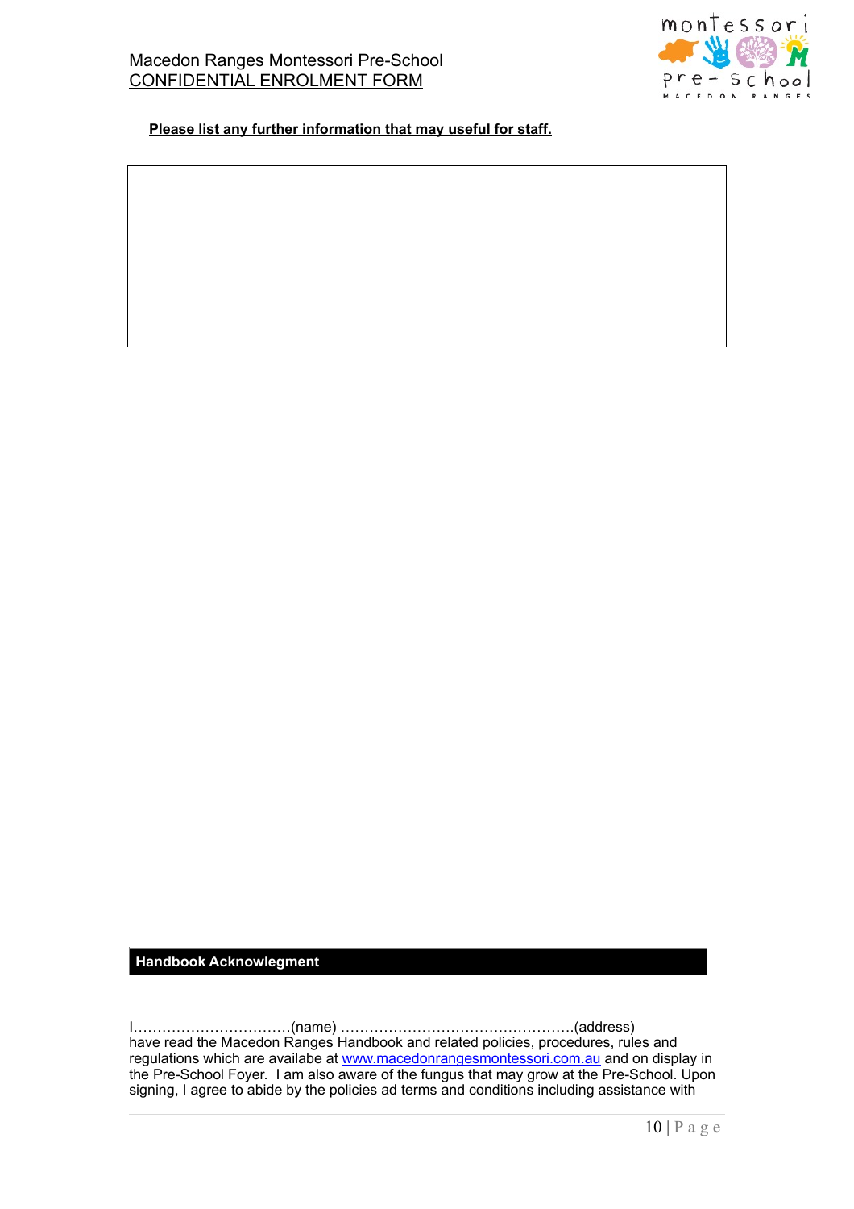**Please list any further information that may useful for staff.**

| |
|---|
| |

## Handbook Acknowlegment

I……………………………(name) ………………………………………….(address) have read the Macedon Ranges Handbook and related policies, procedures, rules and regulations which are availabe at [www.macedonrangesmontessori.com.au](http://www.macedonrangesmontessori.com.au) and on display in the Pre-School Foyer. I am also aware of the fungus that may grow at the Pre-School. Upon signing, I agree to abide by the policies ad terms and conditions including assistance with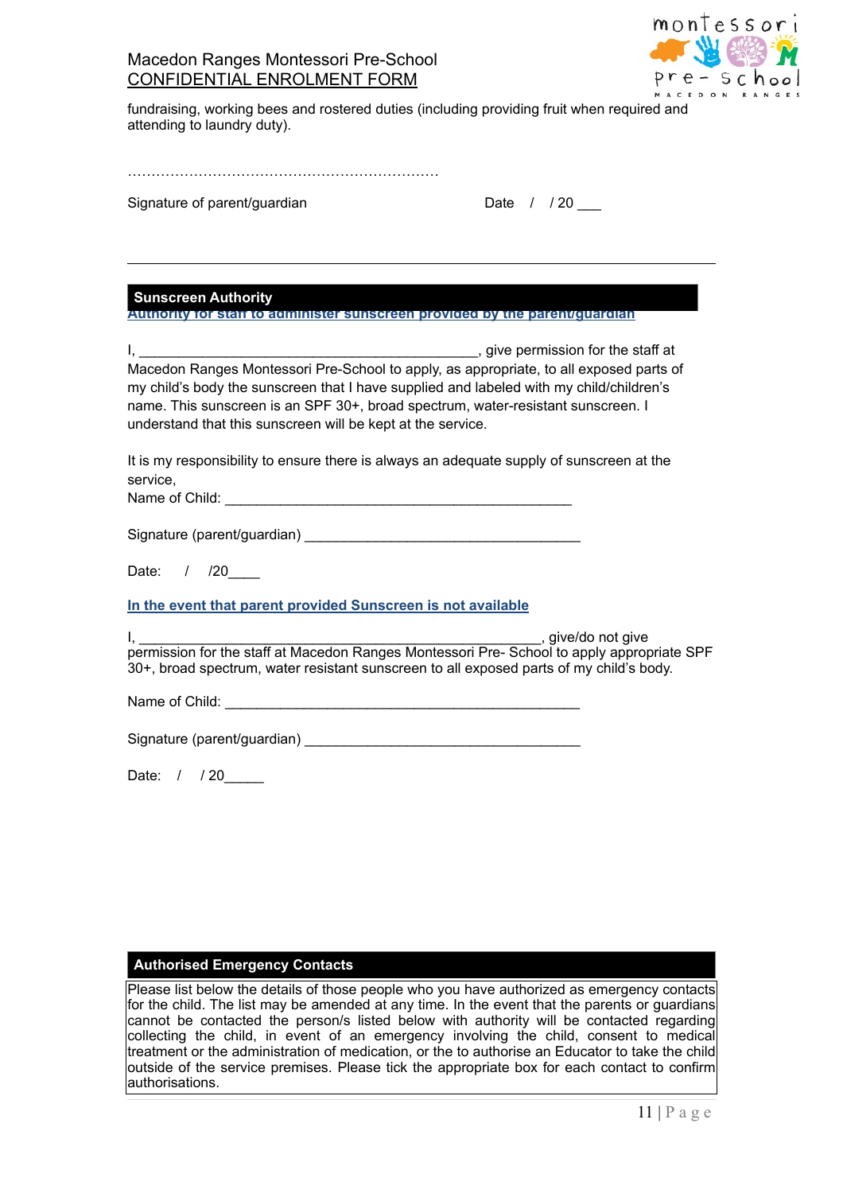fundraising, working bees and rostered duties (including providing fruit when required and attending to laundry duty).

……………………………………………………………

Signature of parent/guardian                                        Date   /   / 20 ___

---

## Sunscreen Authority

**Authority for staff to administer sunscreen provided by the parent/guardian**

I, ____________________________________________, give permission for the staff at Macedon Ranges Montessori Pre-School to apply, as appropriate, to all exposed parts of my child's body the sunscreen that I have supplied and labeled with my child/children's name. This sunscreen is an SPF 30+, broad spectrum, water-resistant sunscreen. I understand that this sunscreen will be kept at the service.

It is my responsibility to ensure there is always an adequate supply of sunscreen at the service,

Name of Child: ______________________________________________

Signature (parent/guardian) ____________________________________

Date:    /    /20____

**In the event that parent provided Sunscreen is not available**

I, ______________________________________________________, give/do not give permission for the staff at Macedon Ranges Montessori Pre- School to apply appropriate SPF 30+, broad spectrum, water resistant sunscreen to all exposed parts of my child's body.

Name of Child: ______________________________________________

Signature (parent/guardian) ____________________________________

Date:   /   / 20_____

## Authorised Emergency Contacts

Please list below the details of those people who you have authorized as emergency contacts for the child. The list may be amended at any time. In the event that the parents or guardians cannot be contacted the person/s listed below with authority will be contacted regarding collecting the child, in event of an emergency involving the child, consent to medical treatment or the administration of medication, or the to authorise an Educator to take the child outside of the service premises. Please tick the appropriate box for each contact to confirm authorisations.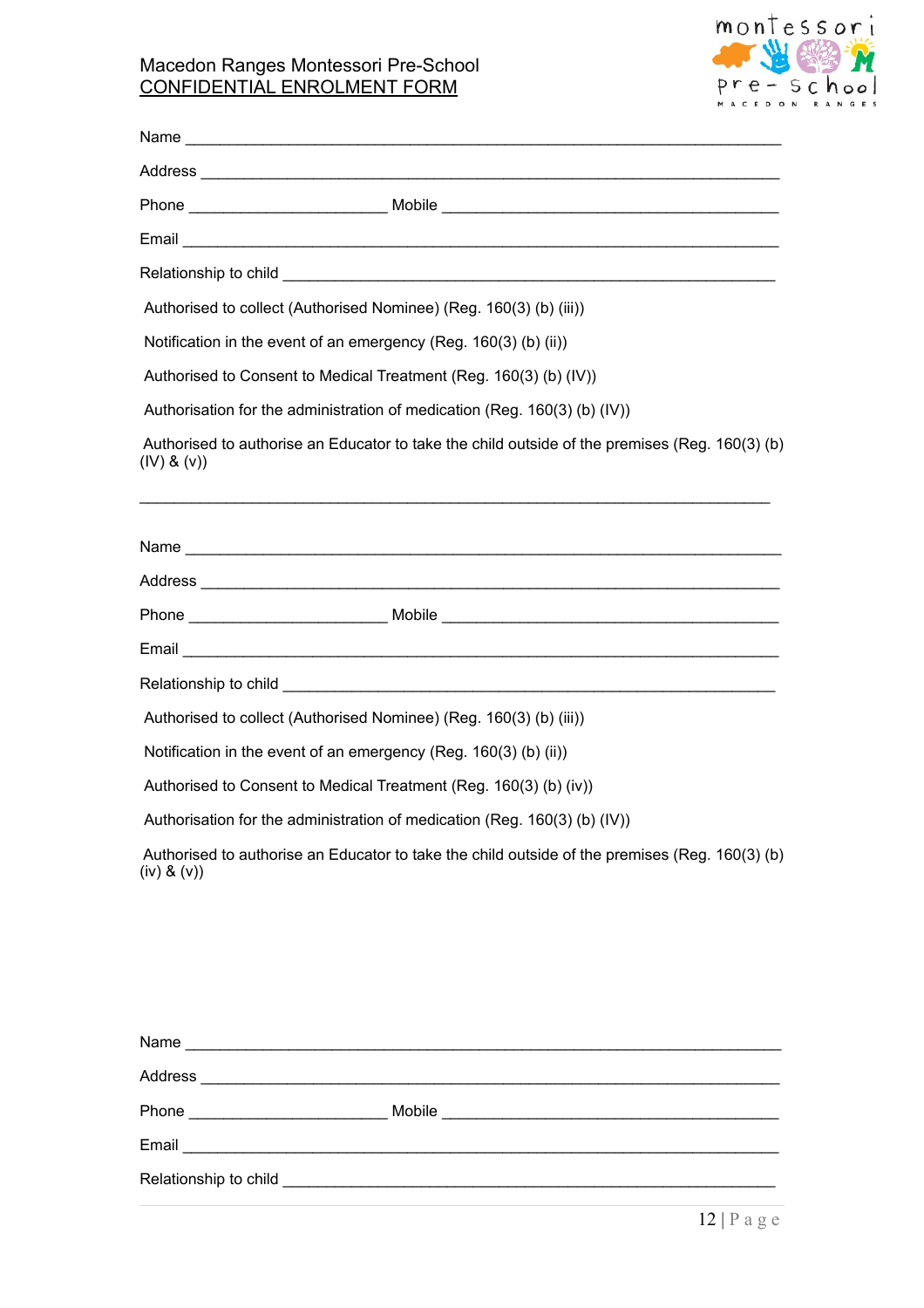Macedon Ranges Montessori Pre-School
CONFIDENTIAL ENROLMENT FORM

Name ______________________________________________________________

Address ____________________________________________________________

Phone _____________________ Mobile ____________________________________

Email ______________________________________________________________

Relationship to child ____________________________________________________

Authorised to collect (Authorised Nominee) (Reg. 160(3) (b) (iii))

Notification in the event of an emergency (Reg. 160(3) (b) (ii))

Authorised to Consent to Medical Treatment (Reg. 160(3) (b) (IV))

Authorisation for the administration of medication (Reg. 160(3) (b) (IV))

Authorised to authorise an Educator to take the child outside of the premises (Reg. 160(3) (b) (IV) & (v))

_____________________________________________________________________

Name ______________________________________________________________

Address ____________________________________________________________

Phone _____________________ Mobile ____________________________________

Email ______________________________________________________________

Relationship to child ____________________________________________________

Authorised to collect (Authorised Nominee) (Reg. 160(3) (b) (iii))

Notification in the event of an emergency (Reg. 160(3) (b) (ii))

Authorised to Consent to Medical Treatment (Reg. 160(3) (b) (iv))

Authorisation for the administration of medication (Reg. 160(3) (b) (IV))

Authorised to authorise an Educator to take the child outside of the premises (Reg. 160(3) (b) (iv) & (v))

Name ______________________________________________________________

Address ____________________________________________________________

Phone _____________________ Mobile ____________________________________

Email ______________________________________________________________

Relationship to child ____________________________________________________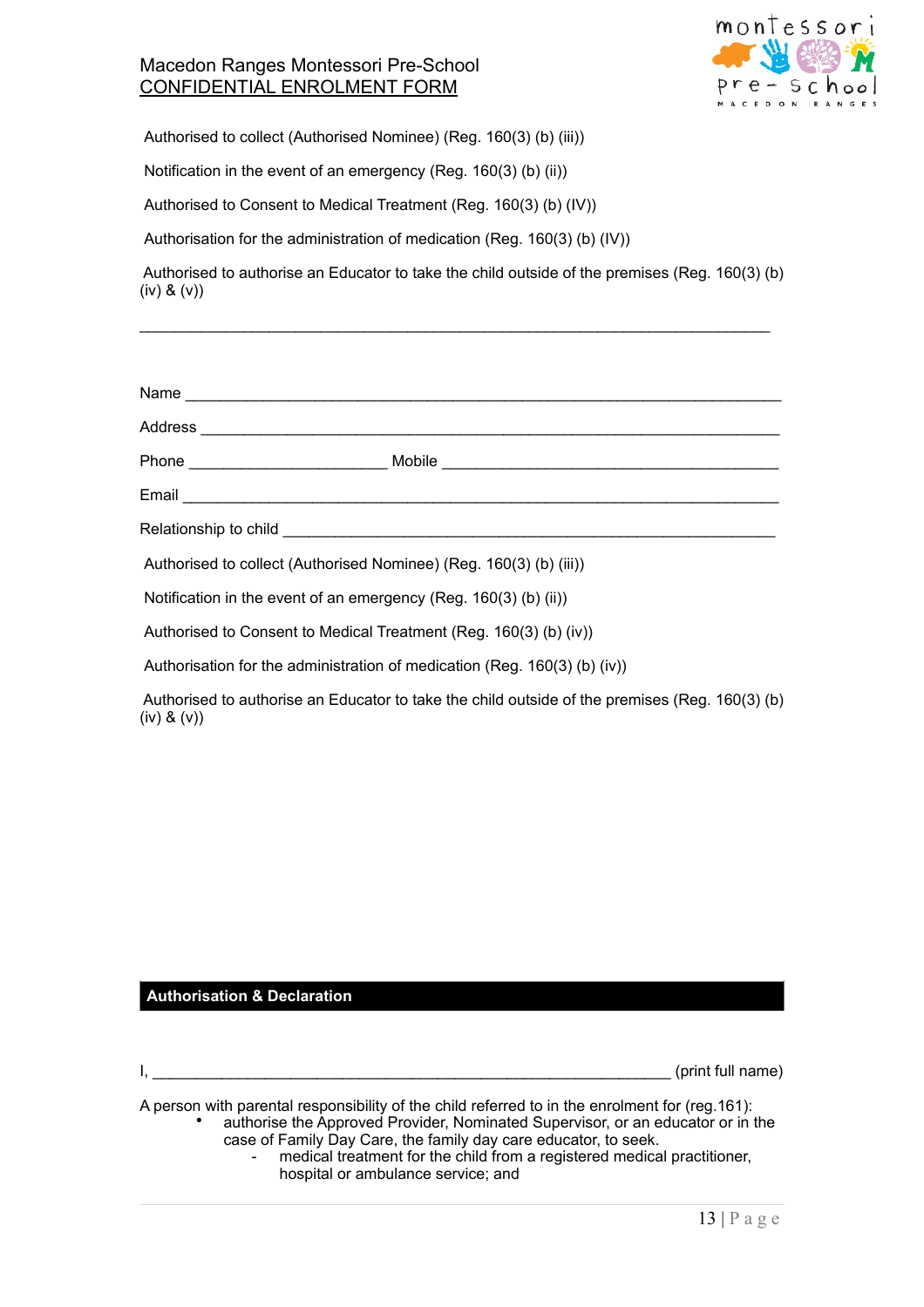Authorised to collect (Authorised Nominee) (Reg. 160(3) (b) (iii))

Notification in the event of an emergency (Reg. 160(3) (b) (ii))

Authorised to Consent to Medical Treatment (Reg. 160(3) (b) (IV))

Authorisation for the administration of medication (Reg. 160(3) (b) (IV))

Authorised to authorise an Educator to take the child outside of the premises (Reg. 160(3) (b) (iv) & (v))

___________________________________________________________________________

Name ______________________________________________________________________

Address ____________________________________________________________________

Phone ______________________ Mobile ______________________________________

Email ______________________________________________________________________

Relationship to child _________________________________________________________

Authorised to collect (Authorised Nominee) (Reg. 160(3) (b) (iii))

Notification in the event of an emergency (Reg. 160(3) (b) (ii))

Authorised to Consent to Medical Treatment (Reg. 160(3) (b) (iv))

Authorisation for the administration of medication (Reg. 160(3) (b) (iv))

Authorised to authorise an Educator to take the child outside of the premises (Reg. 160(3) (b) (iv) & (v))

## Authorisation & Declaration

I, ___________________________________________________________ (print full name)

A person with parental responsibility of the child referred to in the enrolment for (reg.161):

- authorise the Approved Provider, Nominated Supervisor, or an educator or in the case of Family Day Care, the family day care educator, to seek.
  - medical treatment for the child from a registered medical practitioner, hospital or ambulance service; and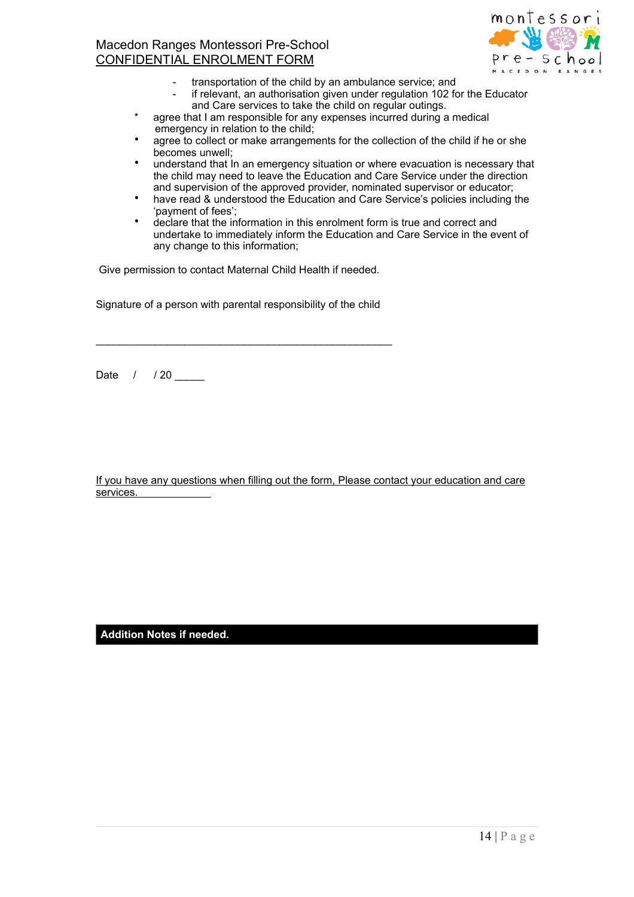- transportation of the child by an ambulance service; and
  - if relevant, an authorisation given under regulation 102 for the Educator and Care services to take the child on regular outings.

* agree that I am responsible for any expenses incurred during a medical emergency in relation to the child;
* agree to collect or make arrangements for the collection of the child if he or she becomes unwell;
* understand that In an emergency situation or where evacuation is necessary that the child may need to leave the Education and Care Service under the direction and supervision of the approved provider, nominated supervisor or educator;
* have read & understood the Education and Care Service's policies including the 'payment of fees';
* declare that the information in this enrolment form is true and correct and undertake to immediately inform the Education and Care Service in the event of any change to this information;

Give permission to contact Maternal Child Health if needed.

Signature of a person with parental responsibility of the child

_____________________________________________________

Date / / 20 _____

<u>If you have any questions when filling out the form, Please contact your education and care services.</u>

**Addition Notes if needed.**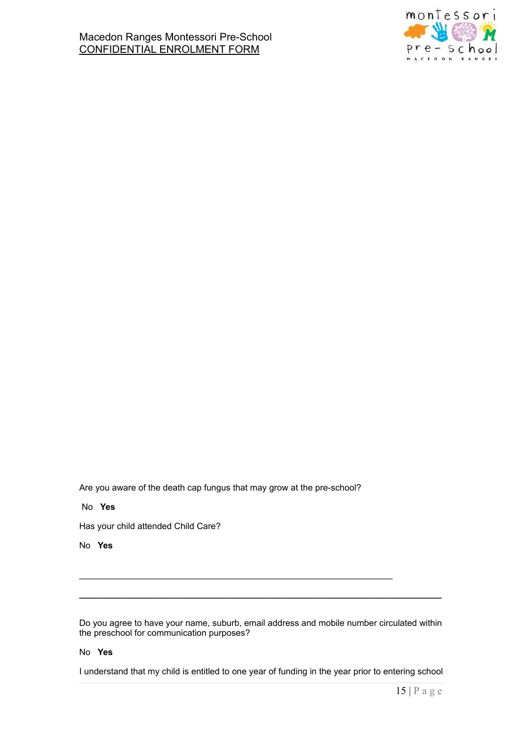Are you aware of the death cap fungus that may grow at the pre-school?

No **Yes**

Has your child attended Child Care?

No **Yes**

_______________________________________________________________

_______________________________________________________________

Do you agree to have your name, suburb, email address and mobile number circulated within the preschool for communication purposes?

No **Yes**

I understand that my child is entitled to one year of funding in the year prior to entering school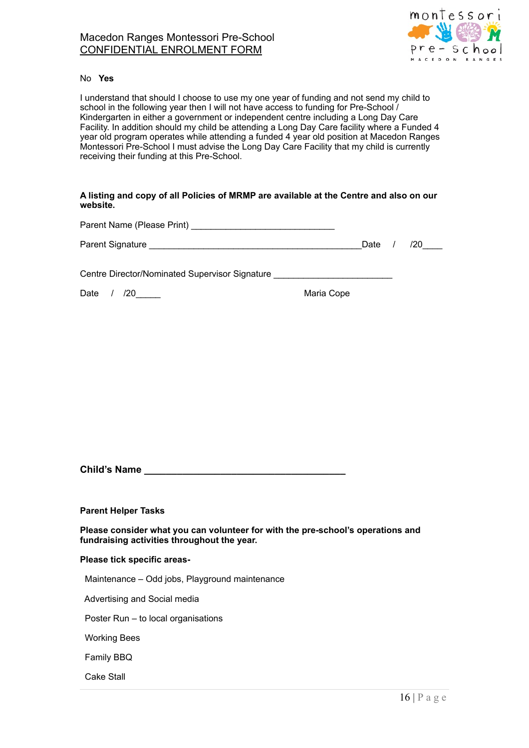No **Yes**

I understand that should I choose to use my one year of funding and not send my child to school in the following year then I will not have access to funding for Pre-School / Kindergarten in either a government or independent centre including a Long Day Care Facility. In addition should my child be attending a Long Day Care facility where a Funded 4 year old program operates while attending a funded 4 year old position at Macedon Ranges Montessori Pre-School I must advise the Long Day Care Facility that my child is currently receiving their funding at this Pre-School.

**A listing and copy of all Policies of MRMP are available at the Centre and also on our website.**

Parent Name (Please Print) _____________________________

Parent Signature ____________________________________________Date / /20____

Centre Director/Nominated Supervisor Signature ________________________

Date / /20_____ Maria Cope

**Child's Name _______________________________________**

**Parent Helper Tasks**

**Please consider what you can volunteer for with the pre-school's operations and fundraising activities throughout the year.**

**Please tick specific areas-**

Maintenance – Odd jobs, Playground maintenance

Advertising and Social media

Poster Run – to local organisations

Working Bees

Family BBQ

Cake Stall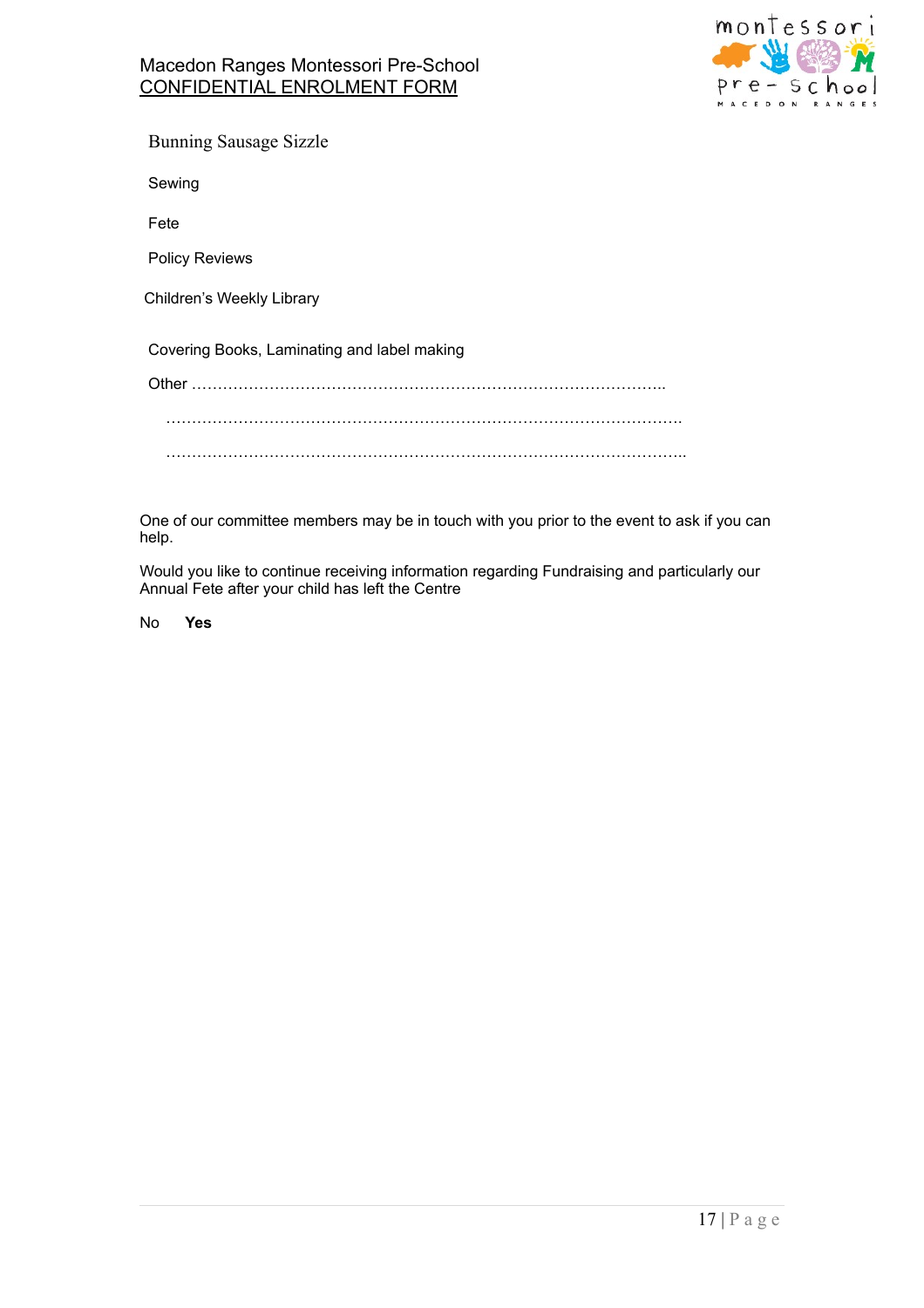Bunning Sausage Sizzle

Sewing

Fete

Policy Reviews

Children's Weekly Library

Covering Books, Laminating and label making

Other ……………………………………………………………………………..

………………………………………………………………………………………….

…………………………………………………………………………………………..

One of our committee members may be in touch with you prior to the event to ask if you can help.

Would you like to continue receiving information regarding Fundraising and particularly our Annual Fete after your child has left the Centre

No **Yes**